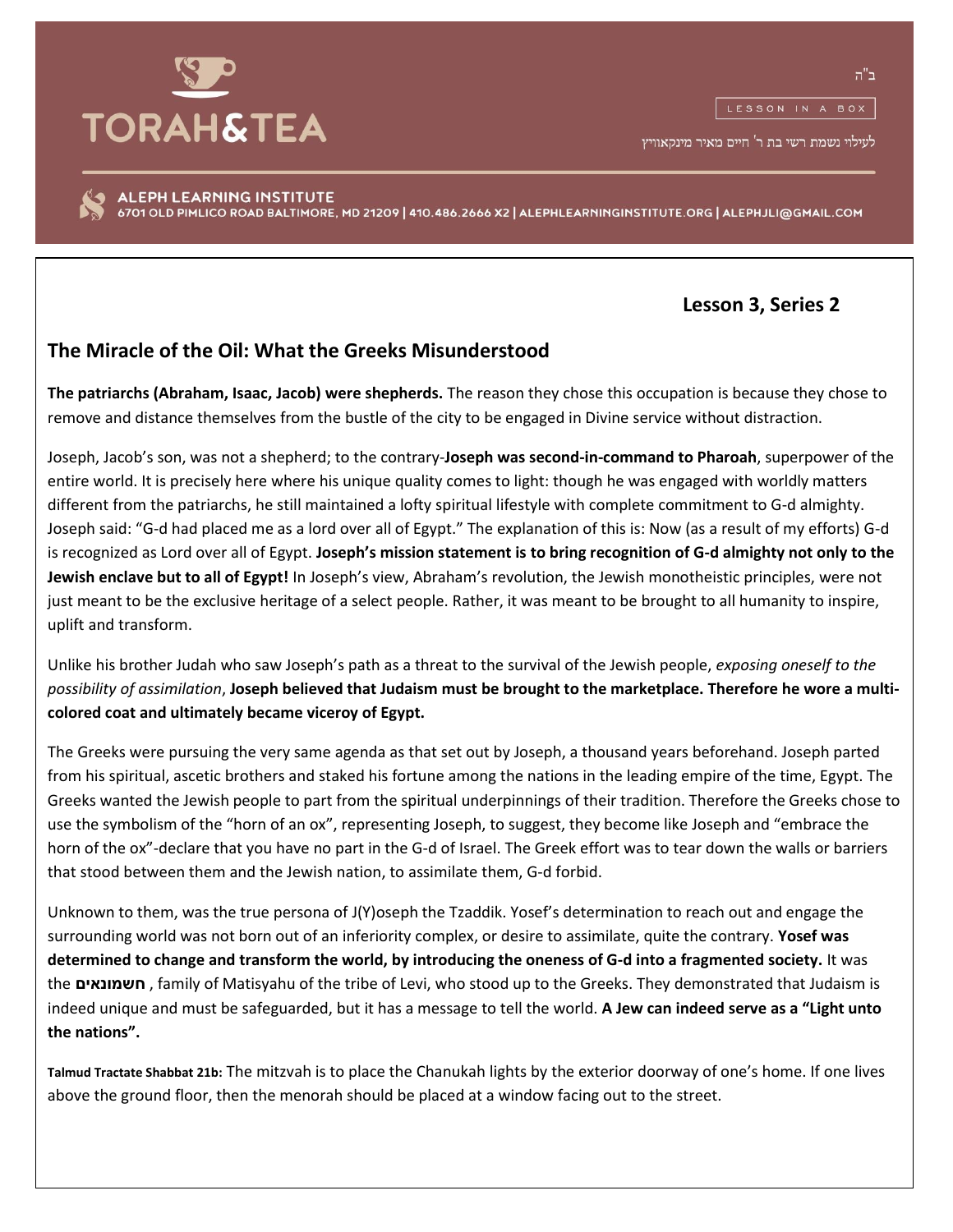TORAH&TEA

ב"ה

LESSON IN A BOX

לעילוי נשמת רשי בת ר' חיים מאיר מינקאוויץ

ALEPH LEARNING INSTITUTE
6701 OLD PIMLICO ROAD BALTIMORE, MD 21209 | 410.486.2666 X2 | ALEPHLEARNINGINSTITUTE.ORG | ALEPHJLI@GMAIL.COM

**Lesson 3, Series 2**

## The Miracle of the Oil: What the Greeks Misunderstood

**The patriarchs (Abraham, Isaac, Jacob) were shepherds.** The reason they chose this occupation is because they chose to remove and distance themselves from the bustle of the city to be engaged in Divine service without distraction.

Joseph, Jacob's son, was not a shepherd; to the contrary-**Joseph was second-in-command to Pharoah**, superpower of the entire world. It is precisely here where his unique quality comes to light: though he was engaged with worldly matters different from the patriarchs, he still maintained a lofty spiritual lifestyle with complete commitment to G-d almighty. Joseph said: "G-d had placed me as a lord over all of Egypt." The explanation of this is: Now (as a result of my efforts) G-d is recognized as Lord over all of Egypt. **Joseph's mission statement is to bring recognition of G-d almighty not only to the Jewish enclave but to all of Egypt!** In Joseph's view, Abraham's revolution, the Jewish monotheistic principles, were not just meant to be the exclusive heritage of a select people. Rather, it was meant to be brought to all humanity to inspire, uplift and transform.

Unlike his brother Judah who saw Joseph's path as a threat to the survival of the Jewish people, *exposing oneself to the possibility of assimilation*, **Joseph believed that Judaism must be brought to the marketplace. Therefore he wore a multi-colored coat and ultimately became viceroy of Egypt.**

The Greeks were pursuing the very same agenda as that set out by Joseph, a thousand years beforehand. Joseph parted from his spiritual, ascetic brothers and staked his fortune among the nations in the leading empire of the time, Egypt. The Greeks wanted the Jewish people to part from the spiritual underpinnings of their tradition. Therefore the Greeks chose to use the symbolism of the "horn of an ox", representing Joseph, to suggest, they become like Joseph and "embrace the horn of the ox"-declare that you have no part in the G-d of Israel. The Greek effort was to tear down the walls or barriers that stood between them and the Jewish nation, to assimilate them, G-d forbid.

Unknown to them, was the true persona of J(Y)oseph the Tzaddik. Yosef's determination to reach out and engage the surrounding world was not born out of an inferiority complex, or desire to assimilate, quite the contrary. **Yosef was determined to change and transform the world, by introducing the oneness of G-d into a fragmented society.** It was the **חשמונאים** , family of Matisyahu of the tribe of Levi, who stood up to the Greeks. They demonstrated that Judaism is indeed unique and must be safeguarded, but it has a message to tell the world. **A Jew can indeed serve as a "Light unto the nations".**

**Talmud Tractate Shabbat 21b:** The mitzvah is to place the Chanukah lights by the exterior doorway of one's home. If one lives above the ground floor, then the menorah should be placed at a window facing out to the street.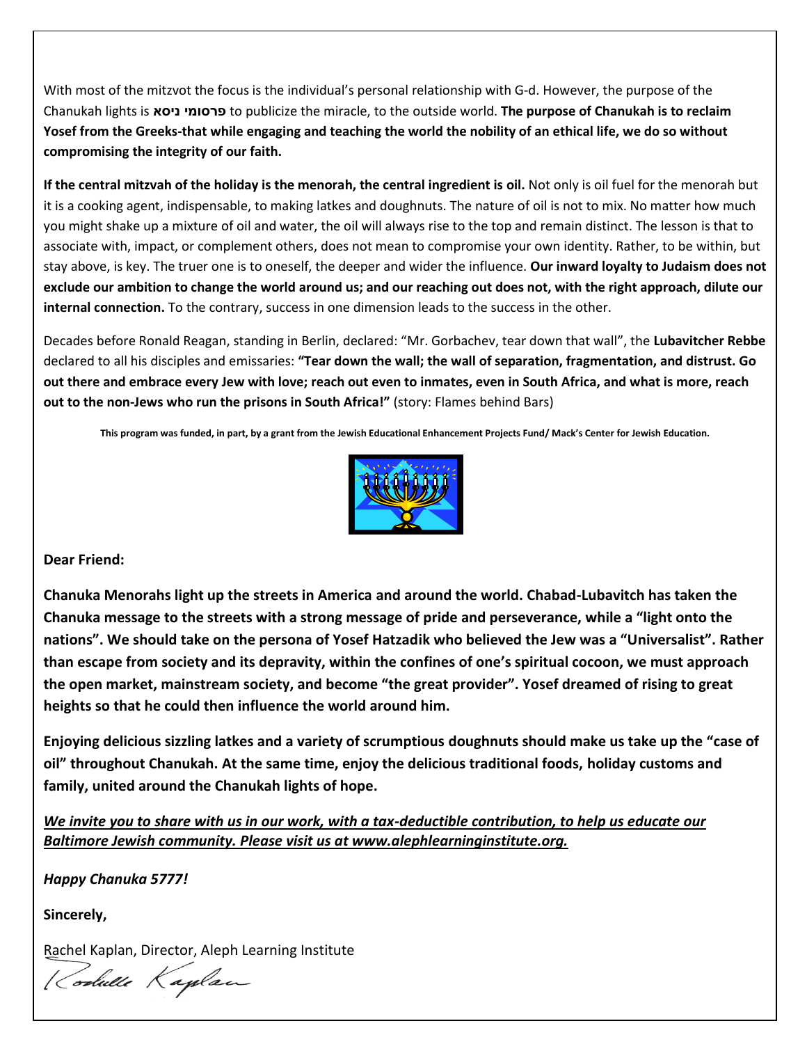With most of the mitzvot the focus is the individual's personal relationship with G-d. However, the purpose of the Chanukah lights is **פרסומי ניסא** to publicize the miracle, to the outside world. **The purpose of Chanukah is to reclaim Yosef from the Greeks-that while engaging and teaching the world the nobility of an ethical life, we do so without compromising the integrity of our faith.**

**If the central mitzvah of the holiday is the menorah, the central ingredient is oil.** Not only is oil fuel for the menorah but it is a cooking agent, indispensable, to making latkes and doughnuts. The nature of oil is not to mix. No matter how much you might shake up a mixture of oil and water, the oil will always rise to the top and remain distinct. The lesson is that to associate with, impact, or complement others, does not mean to compromise your own identity. Rather, to be within, but stay above, is key. The truer one is to oneself, the deeper and wider the influence. **Our inward loyalty to Judaism does not exclude our ambition to change the world around us; and our reaching out does not, with the right approach, dilute our internal connection.** To the contrary, success in one dimension leads to the success in the other.

Decades before Ronald Reagan, standing in Berlin, declared: "Mr. Gorbachev, tear down that wall", the **Lubavitcher Rebbe** declared to all his disciples and emissaries: **"Tear down the wall; the wall of separation, fragmentation, and distrust. Go out there and embrace every Jew with love; reach out even to inmates, even in South Africa, and what is more, reach out to the non-Jews who run the prisons in South Africa!"** (story: Flames behind Bars)

**This program was funded, in part, by a grant from the Jewish Educational Enhancement Projects Fund/ Mack's Center for Jewish Education.**

**Dear Friend:**

**Chanuka Menorahs light up the streets in America and around the world. Chabad-Lubavitch has taken the Chanuka message to the streets with a strong message of pride and perseverance, while a "light onto the nations". We should take on the persona of Yosef Hatzadik who believed the Jew was a "Universalist". Rather than escape from society and its depravity, within the confines of one's spiritual cocoon, we must approach the open market, mainstream society, and become "the great provider". Yosef dreamed of rising to great heights so that he could then influence the world around him.**

**Enjoying delicious sizzling latkes and a variety of scrumptious doughnuts should make us take up the "case of oil" throughout Chanukah. At the same time, enjoy the delicious traditional foods, holiday customs and family, united around the Chanukah lights of hope.**

***We invite you to share with us in our work, with a tax-deductible contribution, to help us educate our Baltimore Jewish community. Please visit us at www.alephlearninginstitute.org.***

***Happy Chanuka 5777!***

**Sincerely,**

Rachel Kaplan, Director, Aleph Learning Institute